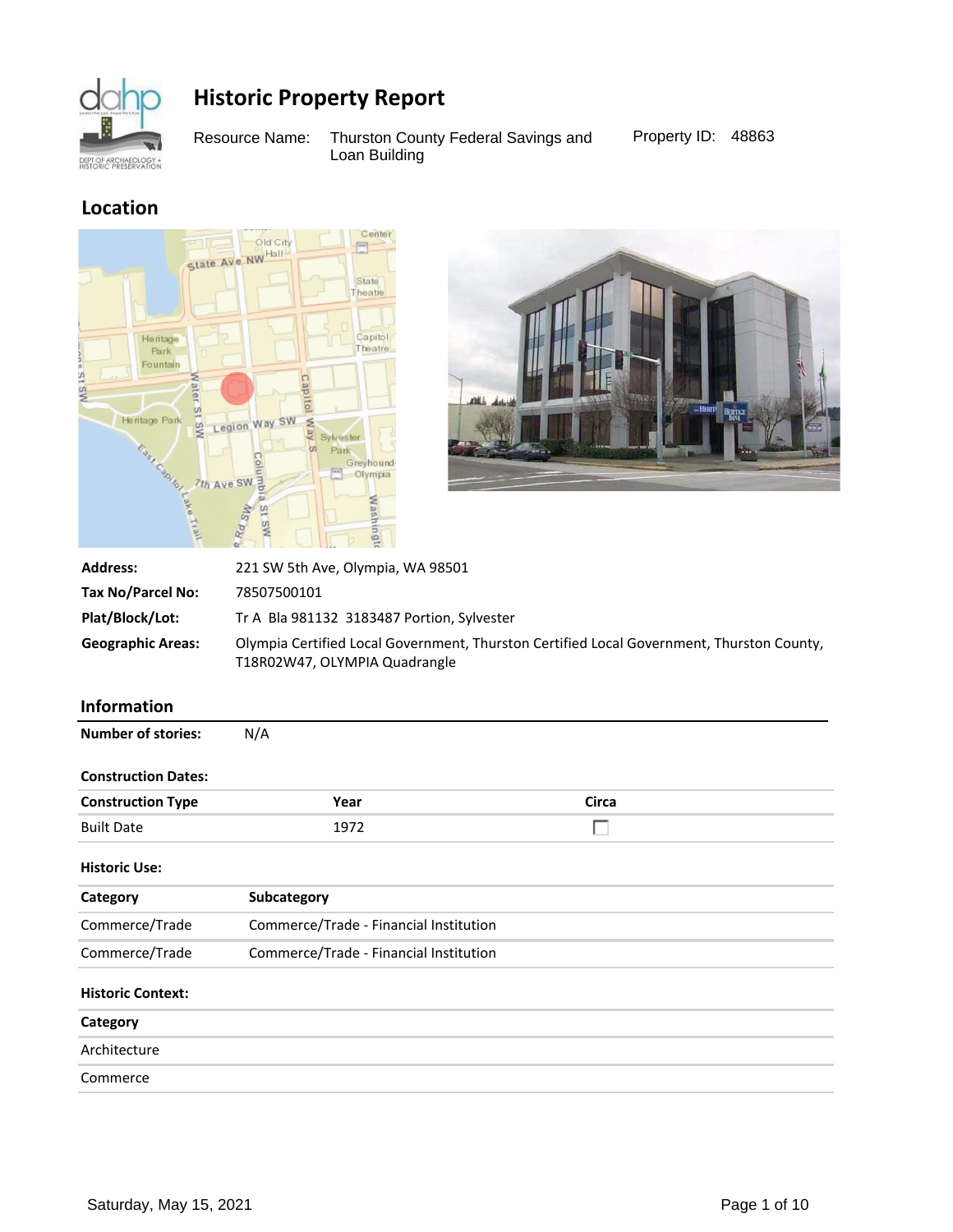# Historic Property Report

Resource Name: Thurston County Federal Savings and Loan Building

Property ID: 48863

## Location

| | |
|---|---|
| **Address:** | 221 SW 5th Ave, Olympia, WA 98501 |
| **Tax No/Parcel No:** | 78507500101 |
| **Plat/Block/Lot:** | Tr A Bla 981132 3183487 Portion, Sylvester |
| **Geographic Areas:** | Olympia Certified Local Government, Thurston Certified Local Government, Thurston County, T18R02W47, OLYMPIA Quadrangle |

## Information

**Number of stories:** N/A

**Construction Dates:**

| Construction Type | Year | Circa |
|---|---|---|
| Built Date | 1972 | ☐ |

**Historic Use:**

| Category | Subcategory |
|---|---|
| Commerce/Trade | Commerce/Trade - Financial Institution |
| Commerce/Trade | Commerce/Trade - Financial Institution |

**Historic Context:**

| Category |
|---|
| Architecture |
| Commerce |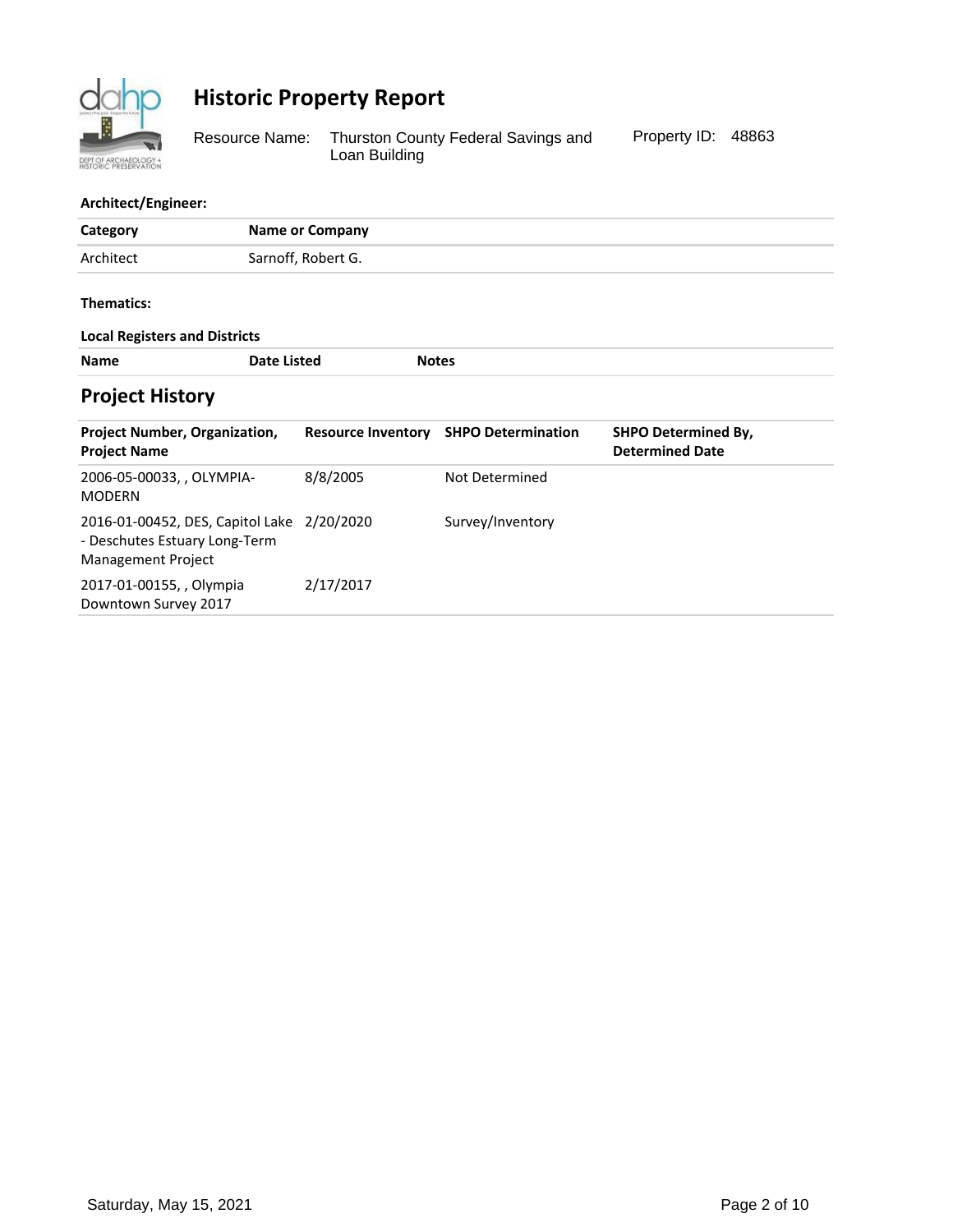# Historic Property Report

Resource Name: Thurston County Federal Savings and Loan Building

Property ID: 48863

**Architect/Engineer:**

| Category | Name or Company |
| --- | --- |
| Architect | Sarnoff, Robert G. |

**Thematics:**

**Local Registers and Districts**

| Name | Date Listed | Notes |
| --- | --- | --- |

## Project History

| Project Number, Organization, Project Name | Resource Inventory | SHPO Determination | SHPO Determined By, Determined Date |
| --- | --- | --- | --- |
| 2006-05-00033, , OLYMPIA-MODERN | 8/8/2005 | Not Determined | |
| 2016-01-00452, DES, Capitol Lake - Deschutes Estuary Long-Term Management Project | 2/20/2020 | Survey/Inventory | |
| 2017-01-00155, , Olympia Downtown Survey 2017 | 2/17/2017 | | |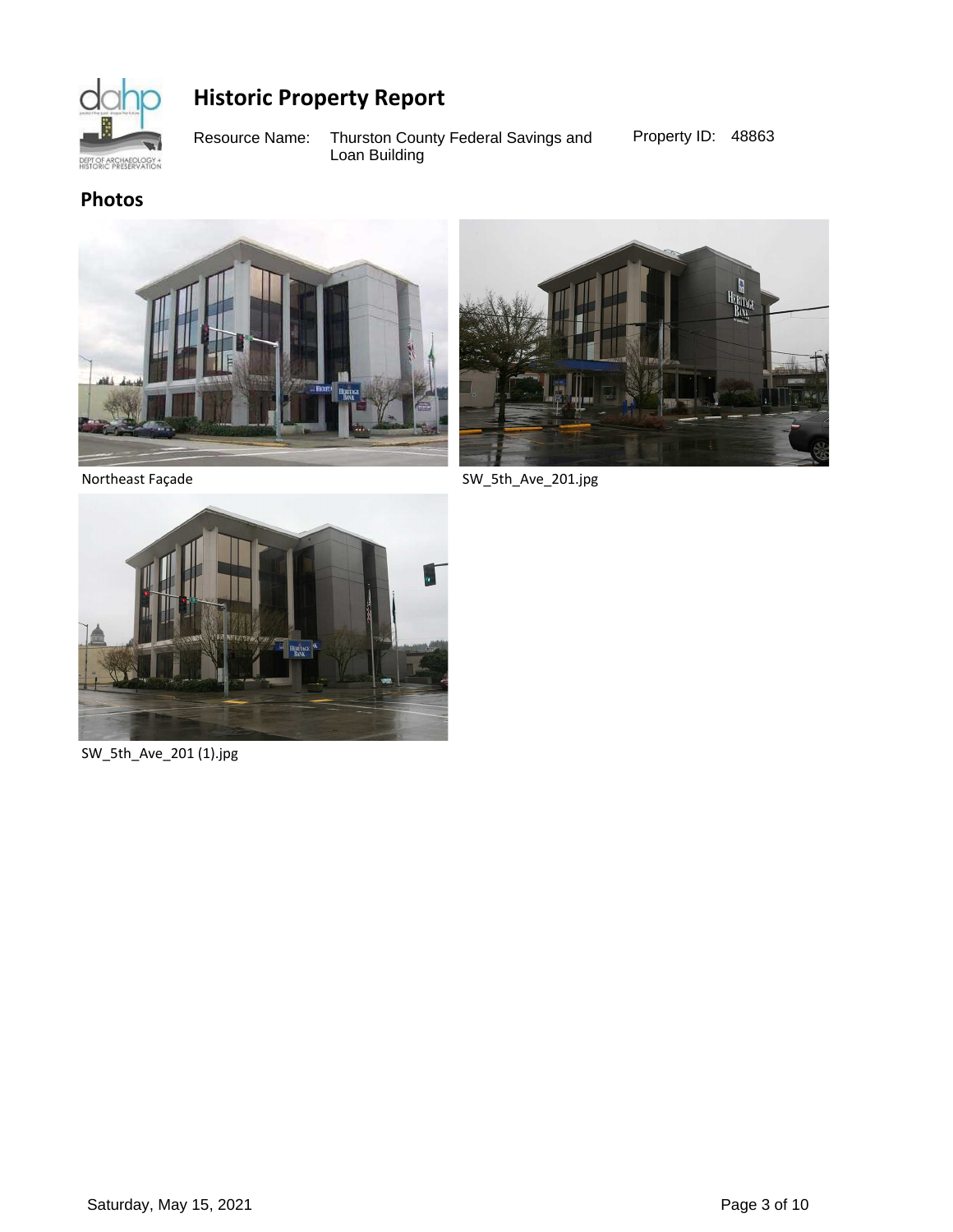# Historic Property Report

Resource Name: Thurston County Federal Savings and Loan Building

Property ID: 48863

## Photos

Northeast Façade

SW_5th_Ave_201.jpg

SW_5th_Ave_201 (1).jpg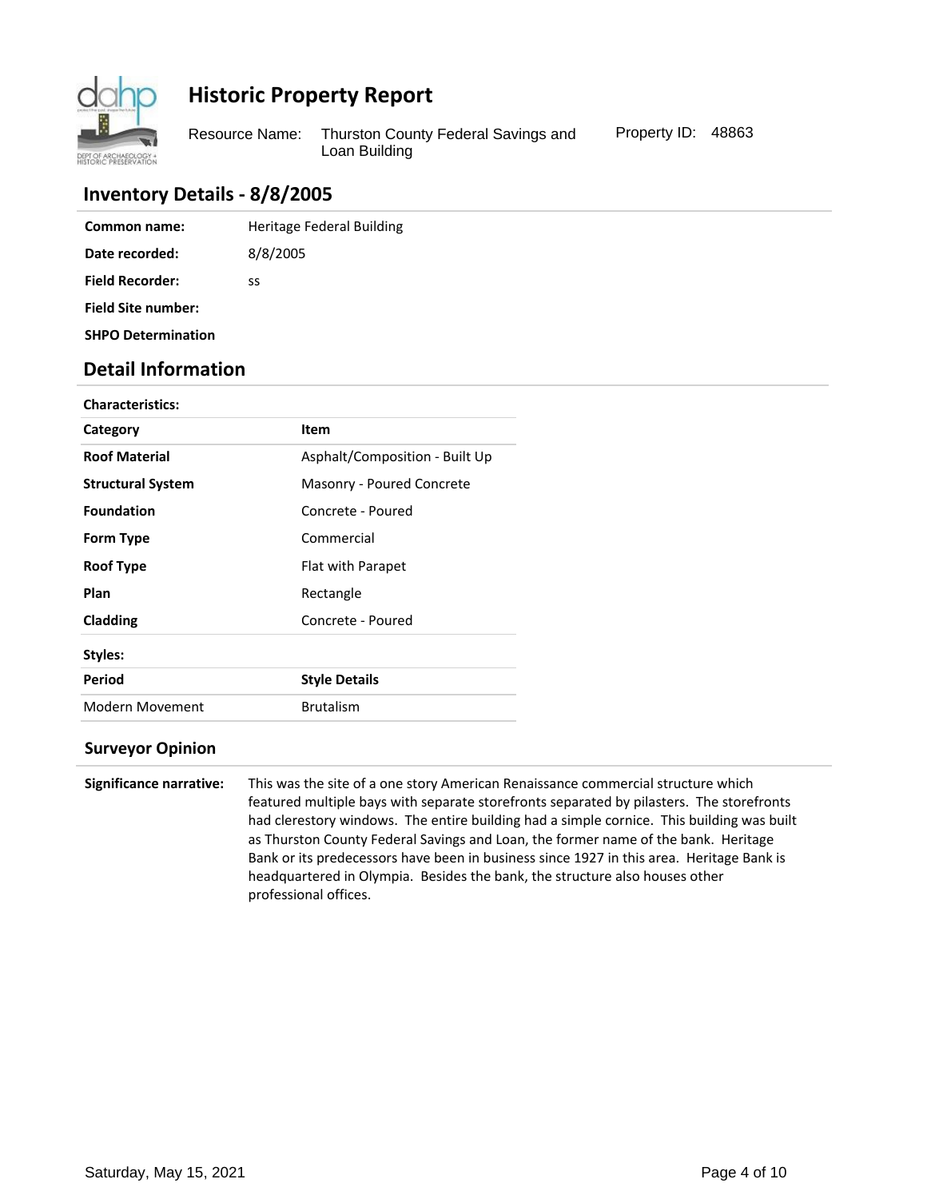# Historic Property Report

Resource Name: Thurston County Federal Savings and Loan Building

Property ID: 48863

## Inventory Details - 8/8/2005

| | |
|---|---|
| **Common name:** | Heritage Federal Building |
| **Date recorded:** | 8/8/2005 |
| **Field Recorder:** | ss |
| **Field Site number:** | |
| **SHPO Determination** | |

## Detail Information

**Characteristics:**

| Category | Item |
|---|---|
| **Roof Material** | Asphalt/Composition - Built Up |
| **Structural System** | Masonry - Poured Concrete |
| **Foundation** | Concrete - Poured |
| **Form Type** | Commercial |
| **Roof Type** | Flat with Parapet |
| **Plan** | Rectangle |
| **Cladding** | Concrete - Poured |

**Styles:**

| Period | Style Details |
|---|---|
| Modern Movement | Brutalism |

### Surveyor Opinion

**Significance narrative:** This was the site of a one story American Renaissance commercial structure which featured multiple bays with separate storefronts separated by pilasters. The storefronts had clerestory windows. The entire building had a simple cornice. This building was built as Thurston County Federal Savings and Loan, the former name of the bank. Heritage Bank or its predecessors have been in business since 1927 in this area. Heritage Bank is headquartered in Olympia. Besides the bank, the structure also houses other professional offices.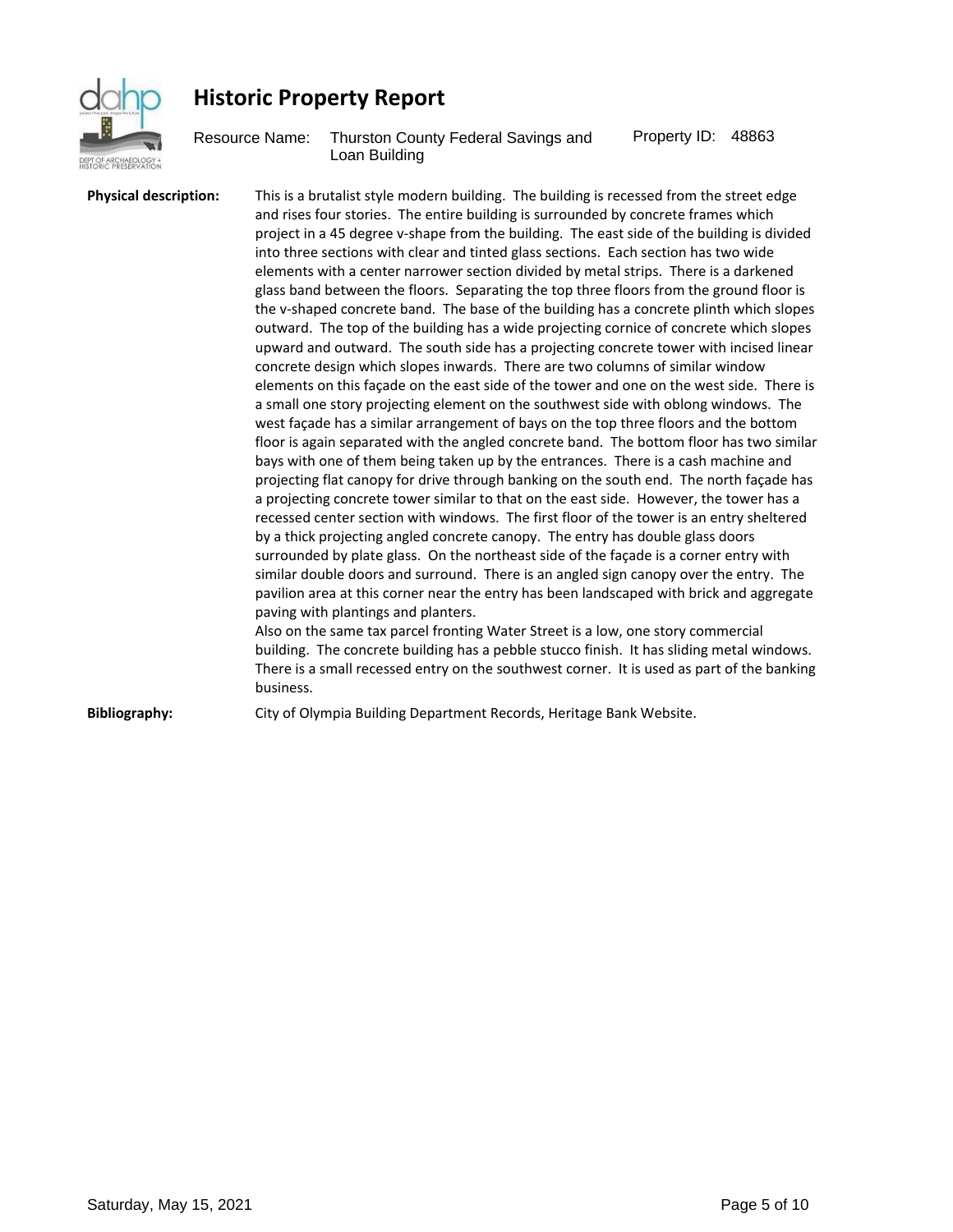# Historic Property Report

Resource Name: Thurston County Federal Savings and Loan Building

Property ID: 48863

**Physical description:**

This is a brutalist style modern building. The building is recessed from the street edge and rises four stories. The entire building is surrounded by concrete frames which project in a 45 degree v-shape from the building. The east side of the building is divided into three sections with clear and tinted glass sections. Each section has two wide elements with a center narrower section divided by metal strips. There is a darkened glass band between the floors. Separating the top three floors from the ground floor is the v-shaped concrete band. The base of the building has a concrete plinth which slopes outward. The top of the building has a wide projecting cornice of concrete which slopes upward and outward. The south side has a projecting concrete tower with incised linear concrete design which slopes inwards. There are two columns of similar window elements on this façade on the east side of the tower and one on the west side. There is a small one story projecting element on the southwest side with oblong windows. The west façade has a similar arrangement of bays on the top three floors and the bottom floor is again separated with the angled concrete band. The bottom floor has two similar bays with one of them being taken up by the entrances. There is a cash machine and projecting flat canopy for drive through banking on the south end. The north façade has a projecting concrete tower similar to that on the east side. However, the tower has a recessed center section with windows. The first floor of the tower is an entry sheltered by a thick projecting angled concrete canopy. The entry has double glass doors surrounded by plate glass. On the northeast side of the façade is a corner entry with similar double doors and surround. There is an angled sign canopy over the entry. The pavilion area at this corner near the entry has been landscaped with brick and aggregate paving with plantings and planters.

Also on the same tax parcel fronting Water Street is a low, one story commercial building. The concrete building has a pebble stucco finish. It has sliding metal windows. There is a small recessed entry on the southwest corner. It is used as part of the banking business.

**Bibliography:**

City of Olympia Building Department Records, Heritage Bank Website.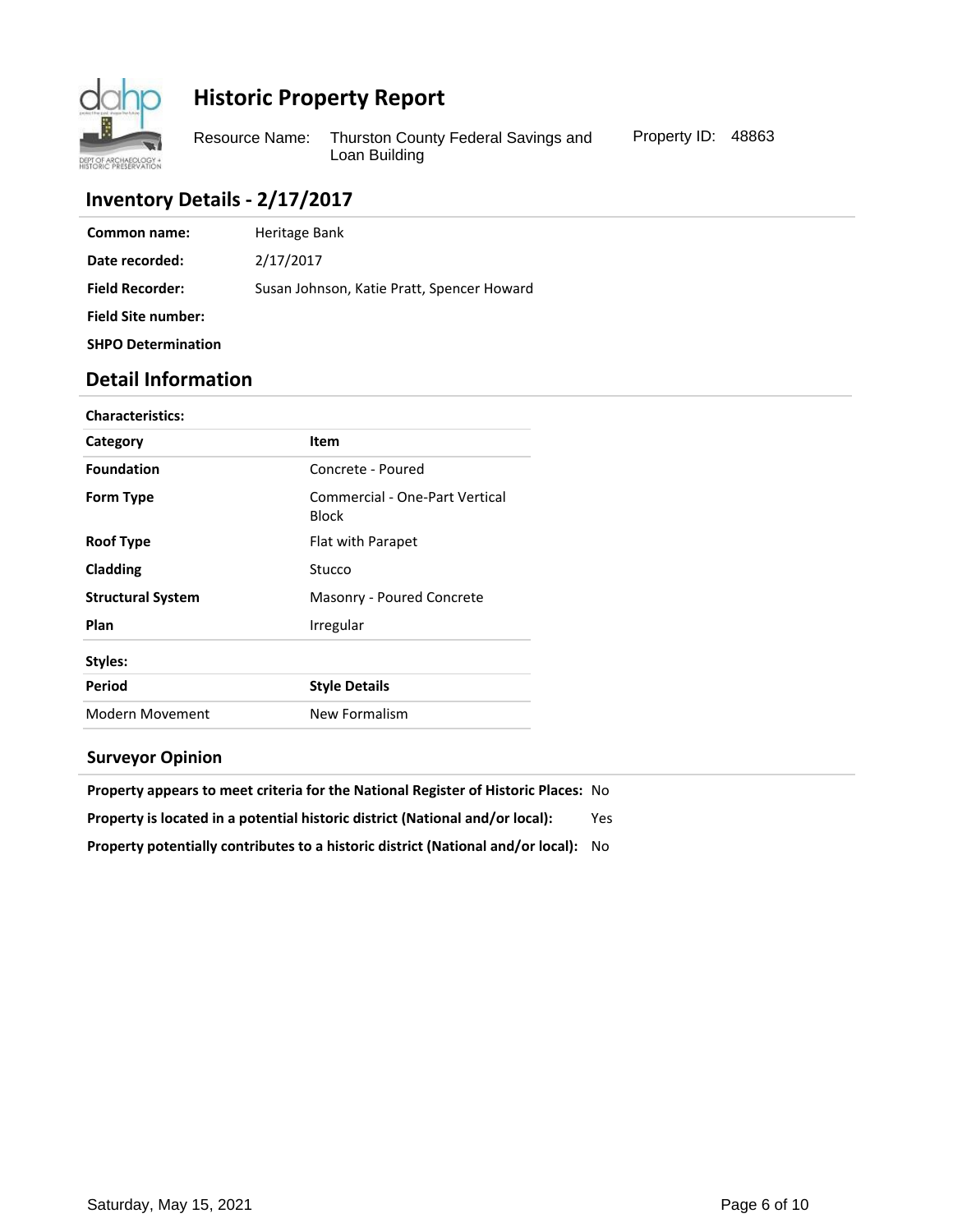# Historic Property Report

Resource Name: Thurston County Federal Savings and Loan Building

Property ID: 48863

## Inventory Details - 2/17/2017

| | |
|---|---|
| **Common name:** | Heritage Bank |
| **Date recorded:** | 2/17/2017 |
| **Field Recorder:** | Susan Johnson, Katie Pratt, Spencer Howard |
| **Field Site number:** | |
| **SHPO Determination** | |

## Detail Information

**Characteristics:**

| Category | Item |
|---|---|
| Foundation | Concrete - Poured |
| Form Type | Commercial - One-Part Vertical Block |
| Roof Type | Flat with Parapet |
| Cladding | Stucco |
| Structural System | Masonry - Poured Concrete |
| Plan | Irregular |

**Styles:**

| Period | Style Details |
|---|---|
| Modern Movement | New Formalism |

### Surveyor Opinion

| | |
|---|---|
| **Property appears to meet criteria for the National Register of Historic Places:** | No |
| **Property is located in a potential historic district (National and/or local):** | Yes |
| **Property potentially contributes to a historic district (National and/or local):** | No |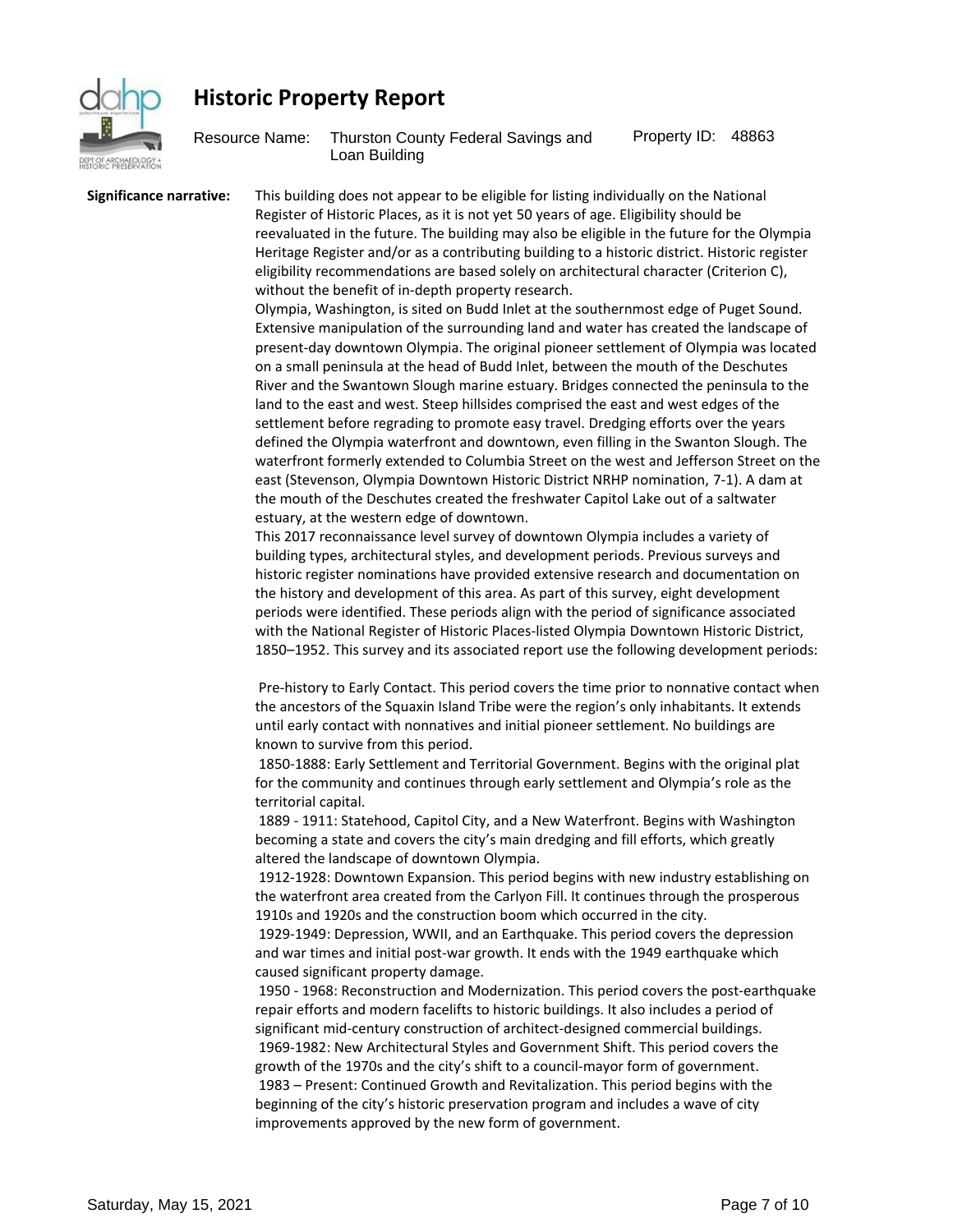# Historic Property Report

Resource Name: Thurston County Federal Savings and Loan Building

Property ID: 48863

**Significance narrative:**

This building does not appear to be eligible for listing individually on the National Register of Historic Places, as it is not yet 50 years of age. Eligibility should be reevaluated in the future. The building may also be eligible in the future for the Olympia Heritage Register and/or as a contributing building to a historic district. Historic register eligibility recommendations are based solely on architectural character (Criterion C), without the benefit of in-depth property research.

Olympia, Washington, is sited on Budd Inlet at the southernmost edge of Puget Sound. Extensive manipulation of the surrounding land and water has created the landscape of present-day downtown Olympia. The original pioneer settlement of Olympia was located on a small peninsula at the head of Budd Inlet, between the mouth of the Deschutes River and the Swantown Slough marine estuary. Bridges connected the peninsula to the land to the east and west. Steep hillsides comprised the east and west edges of the settlement before regrading to promote easy travel. Dredging efforts over the years defined the Olympia waterfront and downtown, even filling in the Swanton Slough. The waterfront formerly extended to Columbia Street on the west and Jefferson Street on the east (Stevenson, Olympia Downtown Historic District NRHP nomination, 7-1). A dam at the mouth of the Deschutes created the freshwater Capitol Lake out of a saltwater estuary, at the western edge of downtown.

This 2017 reconnaissance level survey of downtown Olympia includes a variety of building types, architectural styles, and development periods. Previous surveys and historic register nominations have provided extensive research and documentation on the history and development of this area. As part of this survey, eight development periods were identified. These periods align with the period of significance associated with the National Register of Historic Places-listed Olympia Downtown Historic District, 1850–1952. This survey and its associated report use the following development periods:

Pre-history to Early Contact. This period covers the time prior to nonnative contact when the ancestors of the Squaxin Island Tribe were the region's only inhabitants. It extends until early contact with nonnatives and initial pioneer settlement. No buildings are known to survive from this period.

1850-1888: Early Settlement and Territorial Government. Begins with the original plat for the community and continues through early settlement and Olympia's role as the territorial capital.

1889 - 1911: Statehood, Capitol City, and a New Waterfront. Begins with Washington becoming a state and covers the city's main dredging and fill efforts, which greatly altered the landscape of downtown Olympia.

1912-1928: Downtown Expansion. This period begins with new industry establishing on the waterfront area created from the Carlyon Fill. It continues through the prosperous 1910s and 1920s and the construction boom which occurred in the city.

1929-1949: Depression, WWII, and an Earthquake. This period covers the depression and war times and initial post-war growth. It ends with the 1949 earthquake which caused significant property damage.

1950 - 1968: Reconstruction and Modernization. This period covers the post-earthquake repair efforts and modern facelifts to historic buildings. It also includes a period of significant mid-century construction of architect-designed commercial buildings.

1969-1982: New Architectural Styles and Government Shift. This period covers the growth of the 1970s and the city's shift to a council-mayor form of government.

1983 – Present: Continued Growth and Revitalization. This period begins with the beginning of the city's historic preservation program and includes a wave of city improvements approved by the new form of government.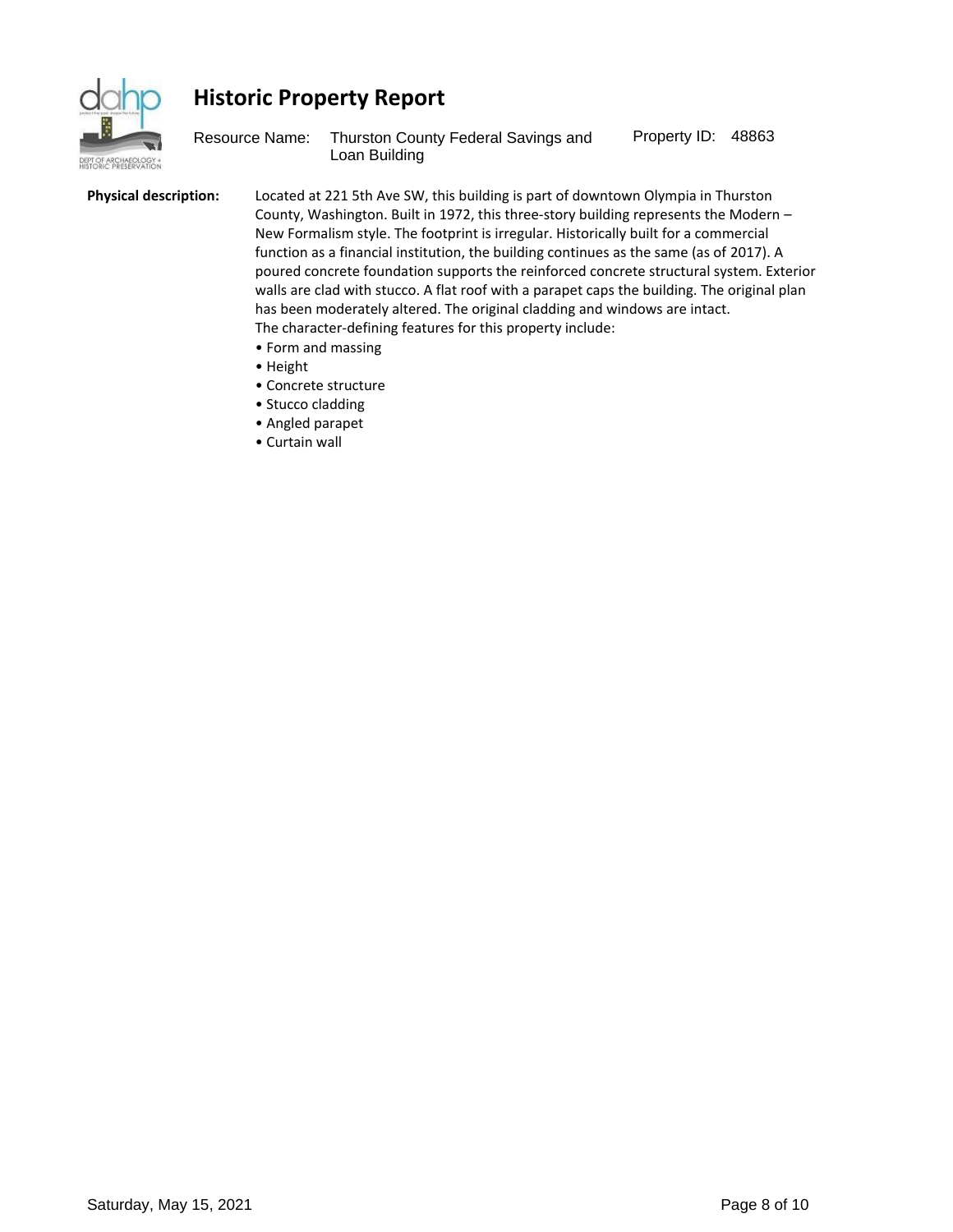# Historic Property Report

Resource Name: Thurston County Federal Savings and Loan Building

Property ID: 48863

**Physical description:**

Located at 221 5th Ave SW, this building is part of downtown Olympia in Thurston County, Washington. Built in 1972, this three-story building represents the Modern – New Formalism style. The footprint is irregular. Historically built for a commercial function as a financial institution, the building continues as the same (as of 2017). A poured concrete foundation supports the reinforced concrete structural system. Exterior walls are clad with stucco. A flat roof with a parapet caps the building. The original plan has been moderately altered. The original cladding and windows are intact.
The character-defining features for this property include:

- Form and massing
- Height
- Concrete structure
- Stucco cladding
- Angled parapet
- Curtain wall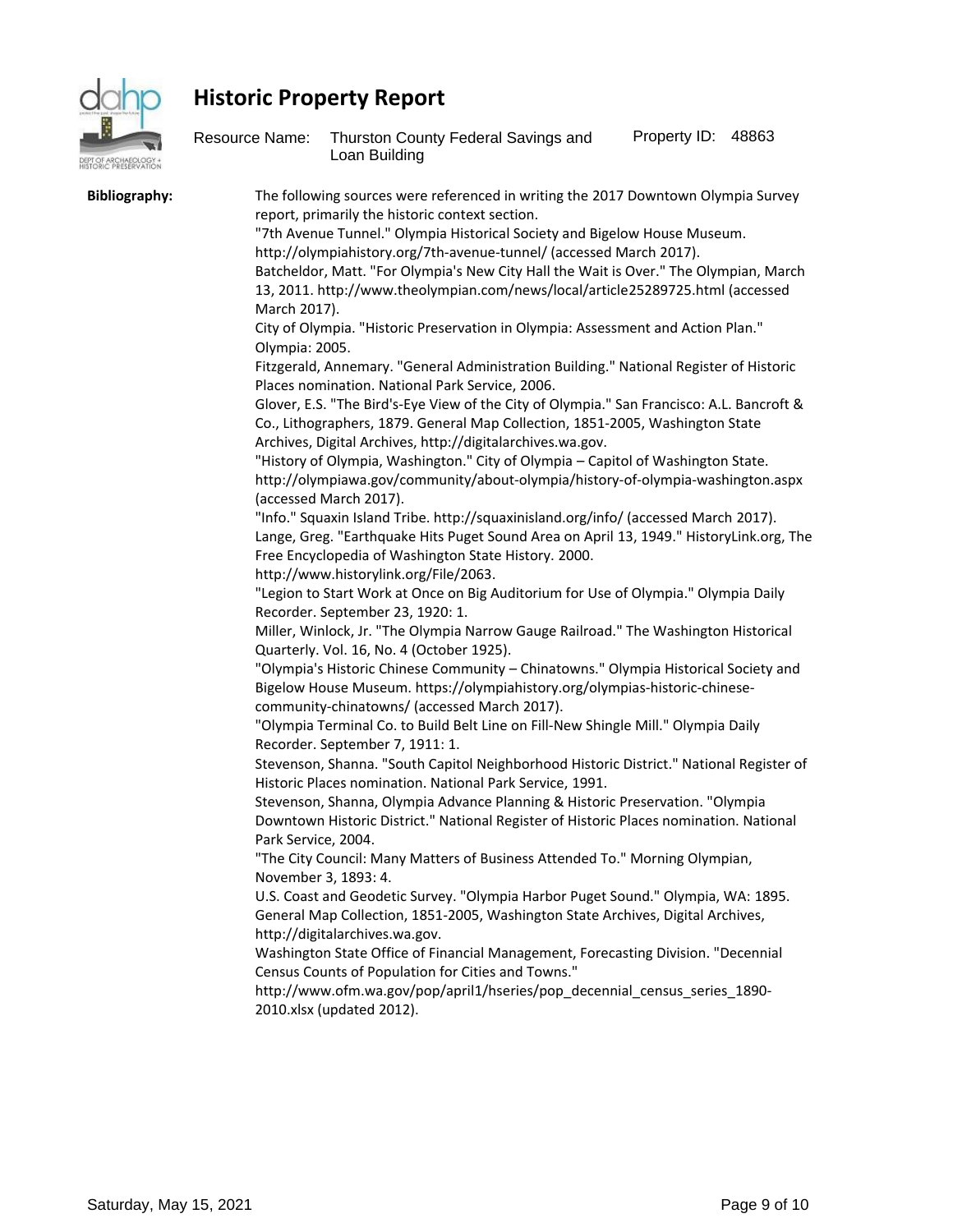# Historic Property Report

Resource Name: Thurston County Federal Savings and Loan Building

Property ID: 48863

**Bibliography:**

The following sources were referenced in writing the 2017 Downtown Olympia Survey report, primarily the historic context section.

"7th Avenue Tunnel." Olympia Historical Society and Bigelow House Museum. http://olympiahistory.org/7th-avenue-tunnel/ (accessed March 2017).

Batcheldor, Matt. "For Olympia's New City Hall the Wait is Over." The Olympian, March 13, 2011. http://www.theolympian.com/news/local/article25289725.html (accessed March 2017).

City of Olympia. "Historic Preservation in Olympia: Assessment and Action Plan." Olympia: 2005.

Fitzgerald, Annemary. "General Administration Building." National Register of Historic Places nomination. National Park Service, 2006.

Glover, E.S. "The Bird's-Eye View of the City of Olympia." San Francisco: A.L. Bancroft & Co., Lithographers, 1879. General Map Collection, 1851-2005, Washington State Archives, Digital Archives, http://digitalarchives.wa.gov.

"History of Olympia, Washington." City of Olympia – Capitol of Washington State. http://olympiawa.gov/community/about-olympia/history-of-olympia-washington.aspx (accessed March 2017).

"Info." Squaxin Island Tribe. http://squaxinisland.org/info/ (accessed March 2017).

Lange, Greg. "Earthquake Hits Puget Sound Area on April 13, 1949." HistoryLink.org, The Free Encyclopedia of Washington State History. 2000. http://www.historylink.org/File/2063.

"Legion to Start Work at Once on Big Auditorium for Use of Olympia." Olympia Daily Recorder. September 23, 1920: 1.

Miller, Winlock, Jr. "The Olympia Narrow Gauge Railroad." The Washington Historical Quarterly. Vol. 16, No. 4 (October 1925).

"Olympia's Historic Chinese Community – Chinatowns." Olympia Historical Society and Bigelow House Museum. https://olympiahistory.org/olympias-historic-chinese-community-chinatowns/ (accessed March 2017).

"Olympia Terminal Co. to Build Belt Line on Fill-New Shingle Mill." Olympia Daily Recorder. September 7, 1911: 1.

Stevenson, Shanna. "South Capitol Neighborhood Historic District." National Register of Historic Places nomination. National Park Service, 1991.

Stevenson, Shanna, Olympia Advance Planning & Historic Preservation. "Olympia Downtown Historic District." National Register of Historic Places nomination. National Park Service, 2004.

"The City Council: Many Matters of Business Attended To." Morning Olympian, November 3, 1893: 4.

U.S. Coast and Geodetic Survey. "Olympia Harbor Puget Sound." Olympia, WA: 1895. General Map Collection, 1851-2005, Washington State Archives, Digital Archives, http://digitalarchives.wa.gov.

Washington State Office of Financial Management, Forecasting Division. "Decennial Census Counts of Population for Cities and Towns." http://www.ofm.wa.gov/pop/april1/hseries/pop_decennial_census_series_1890-2010.xlsx (updated 2012).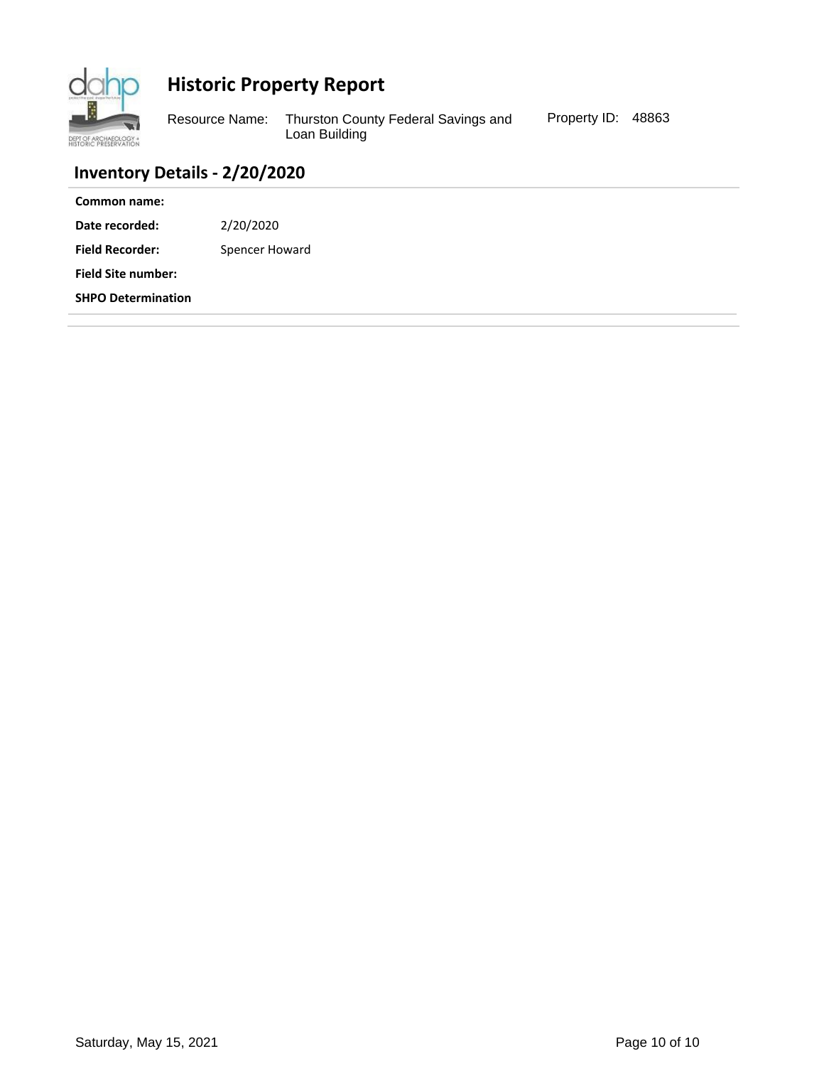# Historic Property Report

Resource Name: Thurston County Federal Savings and Loan Building

Property ID: 48863

## Inventory Details - 2/20/2020

| | |
|---|---|
| **Common name:** | |
| **Date recorded:** | 2/20/2020 |
| **Field Recorder:** | Spencer Howard |
| **Field Site number:** | |
| **SHPO Determination** | |